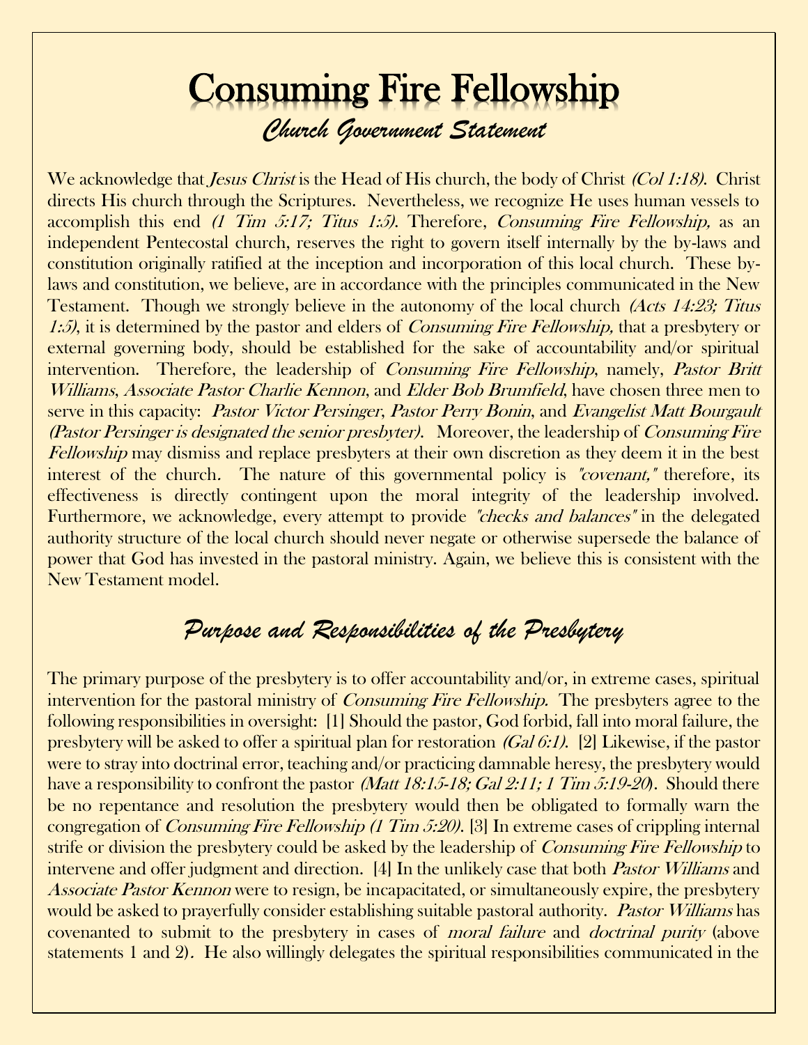# Consuming Fire Fellowship

## *Church Government Statement*

We acknowledge that *Jesus Christ* is the Head of His church, the body of Christ *(Col 1:18)*. Christ directs His church through the Scriptures. Nevertheless, we recognize He uses human vessels to accomplish this end *(1 Tim 5:17; Titus 1:5)*. Therefore, *Consuming Fire Fellowship,* as an independent Pentecostal church, reserves the right to govern itself internally by the by-laws and constitution originally ratified at the inception and incorporation of this local church. These by-laws and constitution, we believe, are in accordance with the principles communicated in the New Testament. Though we strongly believe in the autonomy of the local church *(Acts 14:23; Titus 1:5),* it is determined by the pastor and elders of *Consuming Fire Fellowship,* that a presbytery or external governing body, should be established for the sake of accountability and/or spiritual intervention. Therefore, the leadership of *Consuming Fire Fellowship*, namely, *Pastor Britt Williams*, *Associate Pastor Charlie Kennon*, and *Elder Bob Brumfield*, have chosen three men to serve in this capacity: *Pastor Victor Persinger*, *Pastor Perry Bonin*, and *Evangelist Matt Bourgault (Pastor Persinger is designated the senior presbyter)*. Moreover, the leadership of *Consuming Fire Fellowship* may dismiss and replace presbyters at their own discretion as they deem it in the best interest of the church. The nature of this governmental policy is *"covenant,"* therefore, its effectiveness is directly contingent upon the moral integrity of the leadership involved. Furthermore, we acknowledge, every attempt to provide *"checks and balances"* in the delegated authority structure of the local church should never negate or otherwise supersede the balance of power that God has invested in the pastoral ministry. Again, we believe this is consistent with the New Testament model.

## *Purpose and Responsibilities of the Presbytery*

The primary purpose of the presbytery is to offer accountability and/or, in extreme cases, spiritual intervention for the pastoral ministry of *Consuming Fire Fellowship.* The presbyters agree to the following responsibilities in oversight: [1] Should the pastor, God forbid, fall into moral failure, the presbytery will be asked to offer a spiritual plan for restoration *(Gal 6:1)*. [2] Likewise, if the pastor were to stray into doctrinal error, teaching and/or practicing damnable heresy, the presbytery would have a responsibility to confront the pastor *(Matt 18:15-18; Gal 2:11; 1 Tim 5:19-20)*. Should there be no repentance and resolution the presbytery would then be obligated to formally warn the congregation of *Consuming Fire Fellowship (1 Tim 5:20)*. [3] In extreme cases of crippling internal strife or division the presbytery could be asked by the leadership of *Consuming Fire Fellowship* to intervene and offer judgment and direction. [4] In the unlikely case that both *Pastor Williams* and *Associate Pastor Kennon* were to resign, be incapacitated, or simultaneously expire, the presbytery would be asked to prayerfully consider establishing suitable pastoral authority. *Pastor Williams* has covenanted to submit to the presbytery in cases of *moral failure* and *doctrinal purity* (above statements 1 and 2). He also willingly delegates the spiritual responsibilities communicated in the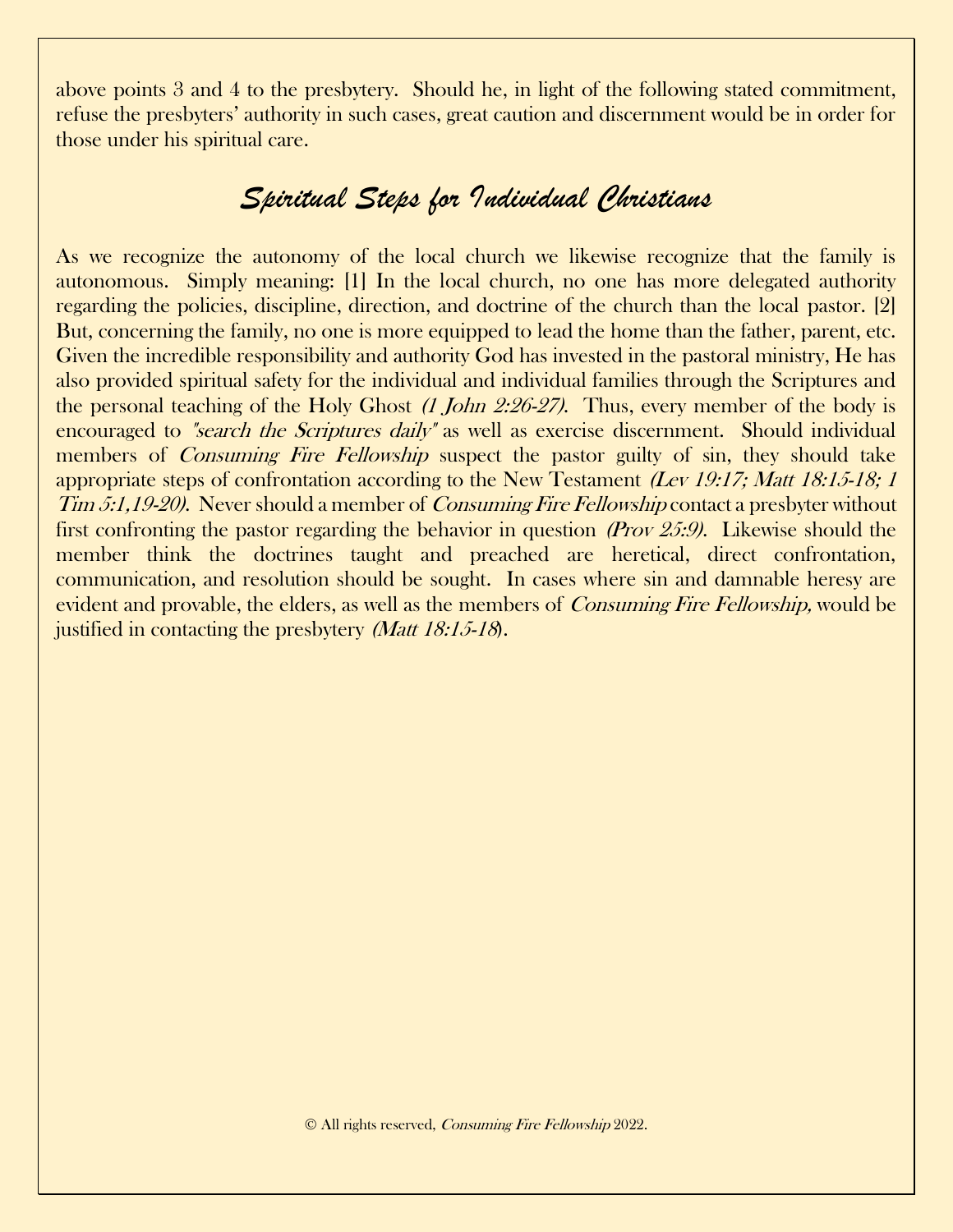above points 3 and 4 to the presbytery. Should he, in light of the following stated commitment, refuse the presbyters' authority in such cases, great caution and discernment would be in order for those under his spiritual care.

## *Spiritual Steps for Individual Christians*

As we recognize the autonomy of the local church we likewise recognize that the family is autonomous. Simply meaning: [1] In the local church, no one has more delegated authority regarding the policies, discipline, direction, and doctrine of the church than the local pastor. [2] But, concerning the family, no one is more equipped to lead the home than the father, parent, etc. Given the incredible responsibility and authority God has invested in the pastoral ministry, He has also provided spiritual safety for the individual and individual families through the Scriptures and the personal teaching of the Holy Ghost *(1 John 2:26-27).* Thus, every member of the body is encouraged to *"search the Scriptures daily"* as well as exercise discernment. Should individual members of *Consuming Fire Fellowship* suspect the pastor guilty of sin, they should take appropriate steps of confrontation according to the New Testament *(Lev 19:17; Matt 18:15-18; 1 Tim 5:1,19-20).* Never should a member of *Consuming Fire Fellowship* contact a presbyter without first confronting the pastor regarding the behavior in question *(Prov 25:9).* Likewise should the member think the doctrines taught and preached are heretical, direct confrontation, communication, and resolution should be sought. In cases where sin and damnable heresy are evident and provable, the elders, as well as the members of *Consuming Fire Fellowship,* would be justified in contacting the presbytery *(Matt 18:15-18*).

© All rights reserved, *Consuming Fire Fellowship* 2022.